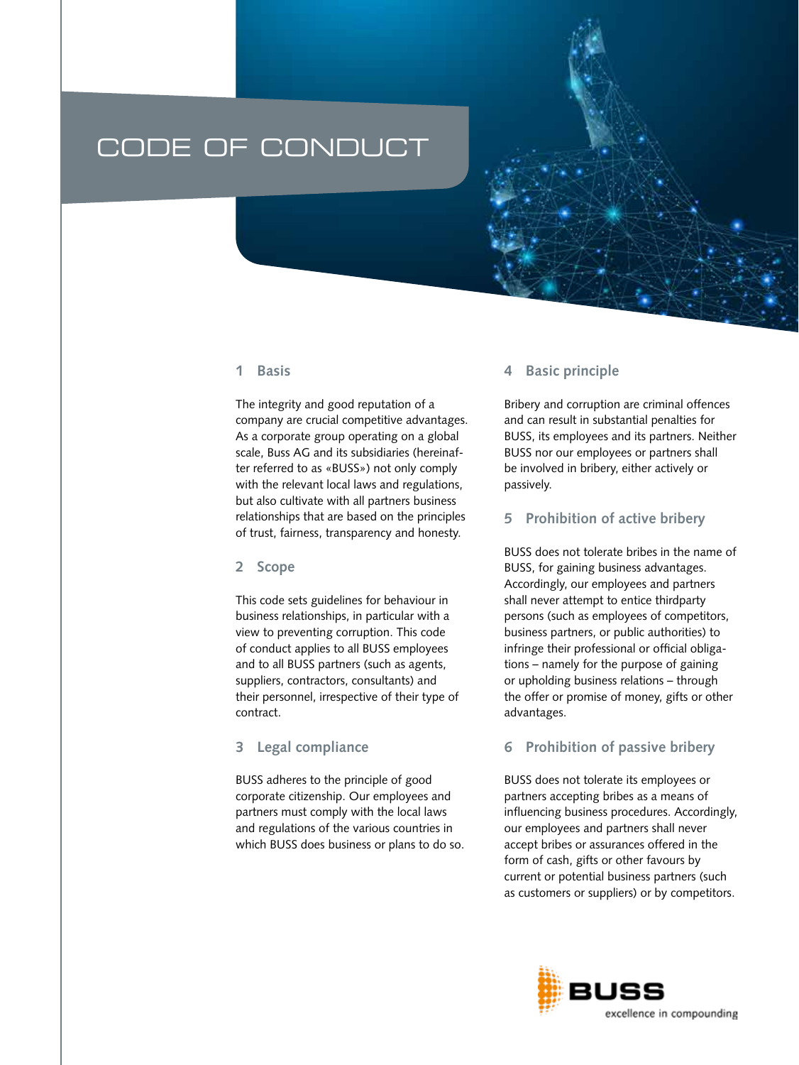# CODE OF CONDUCT

## 1 Basis

The integrity and good reputation of a company are crucial competitive advantages. As a corporate group operating on a global scale, Buss AG and its subsidiaries (hereinafter referred to as «BUSS») not only comply with the relevant local laws and regulations, but also cultivate with all partners business relationships that are based on the principles of trust, fairness, transparency and honesty.

## 2 Scope

This code sets guidelines for behaviour in business relationships, in particular with a view to preventing corruption. This code of conduct applies to all BUSS employees and to all BUSS partners (such as agents, suppliers, contractors, consultants) and their personnel, irrespective of their type of contract.

## 3 Legal compliance

BUSS adheres to the principle of good corporate citizenship. Our employees and partners must comply with the local laws and regulations of the various countries in which BUSS does business or plans to do so.

## 4 Basic principle

Bribery and corruption are criminal offences and can result in substantial penalties for BUSS, its employees and its partners. Neither BUSS nor our employees or partners shall be involved in bribery, either actively or passively.

## 5 Prohibition of active bribery

BUSS does not tolerate bribes in the name of BUSS, for gaining business advantages. Accordingly, our employees and partners shall never attempt to entice thirdparty persons (such as employees of competitors, business partners, or public authorities) to infringe their professional or official obligations – namely for the purpose of gaining or upholding business relations – through the offer or promise of money, gifts or other advantages.

## 6 Prohibition of passive bribery

BUSS does not tolerate its employees or partners accepting bribes as a means of influencing business procedures. Accordingly, our employees and partners shall never accept bribes or assurances offered in the form of cash, gifts or other favours by current or potential business partners (such as customers or suppliers) or by competitors.

BUSS
excellence in compounding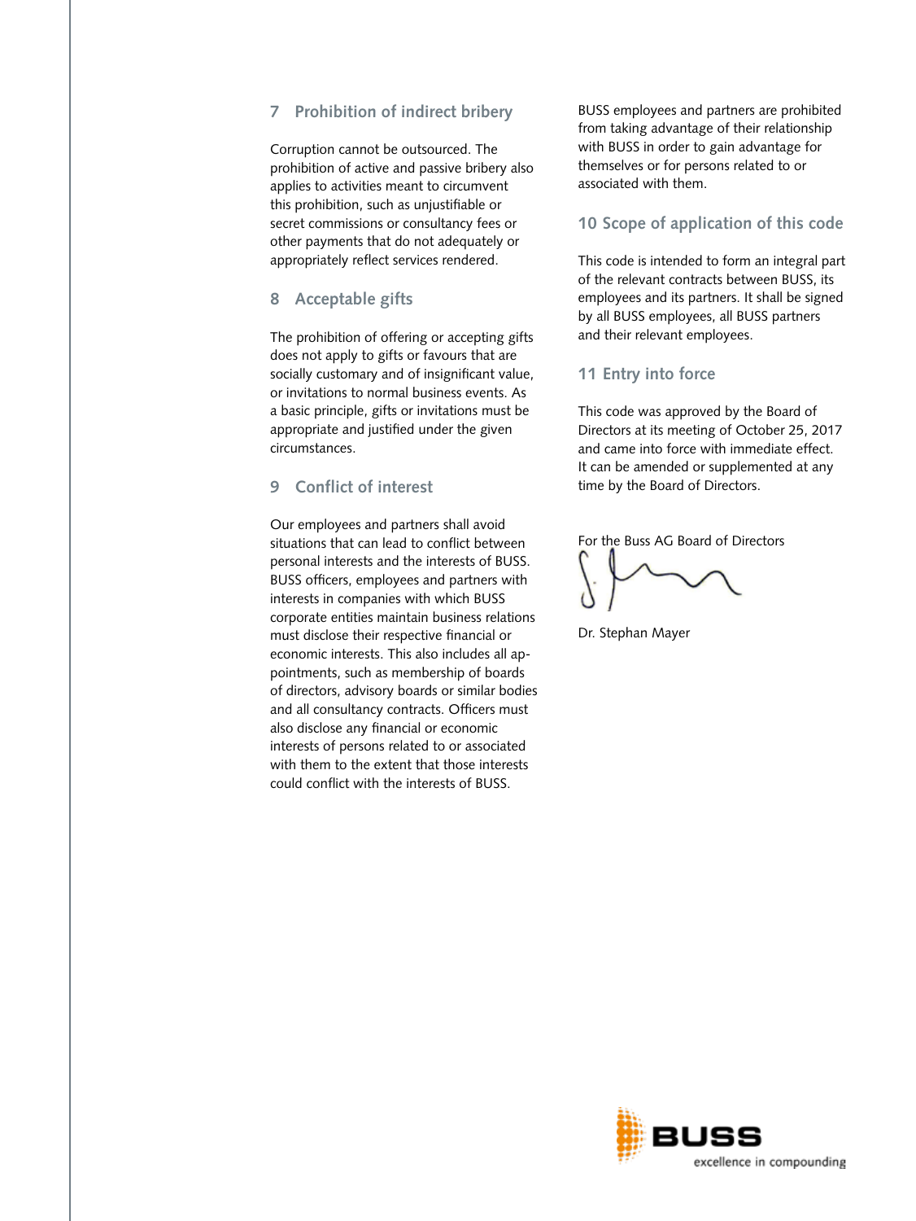## 7 Prohibition of indirect bribery

Corruption cannot be outsourced. The prohibition of active and passive bribery also applies to activities meant to circumvent this prohibition, such as unjustifiable or secret commissions or consultancy fees or other payments that do not adequately or appropriately reflect services rendered.

## 8 Acceptable gifts

The prohibition of offering or accepting gifts does not apply to gifts or favours that are socially customary and of insignificant value, or invitations to normal business events. As a basic principle, gifts or invitations must be appropriate and justified under the given circumstances.

## 9 Conflict of interest

Our employees and partners shall avoid situations that can lead to conflict between personal interests and the interests of BUSS. BUSS officers, employees and partners with interests in companies with which BUSS corporate entities maintain business relations must disclose their respective financial or economic interests. This also includes all appointments, such as membership of boards of directors, advisory boards or similar bodies and all consultancy contracts. Officers must also disclose any financial or economic interests of persons related to or associated with them to the extent that those interests could conflict with the interests of BUSS.

BUSS employees and partners are prohibited from taking advantage of their relationship with BUSS in order to gain advantage for themselves or for persons related to or associated with them.

## 10 Scope of application of this code

This code is intended to form an integral part of the relevant contracts between BUSS, its employees and its partners. It shall be signed by all BUSS employees, all BUSS partners and their relevant employees.

## 11 Entry into force

This code was approved by the Board of Directors at its meeting of October 25, 2017 and came into force with immediate effect. It can be amended or supplemented at any time by the Board of Directors.

For the Buss AG Board of Directors

Dr. Stephan Mayer

BUSS
excellence in compounding